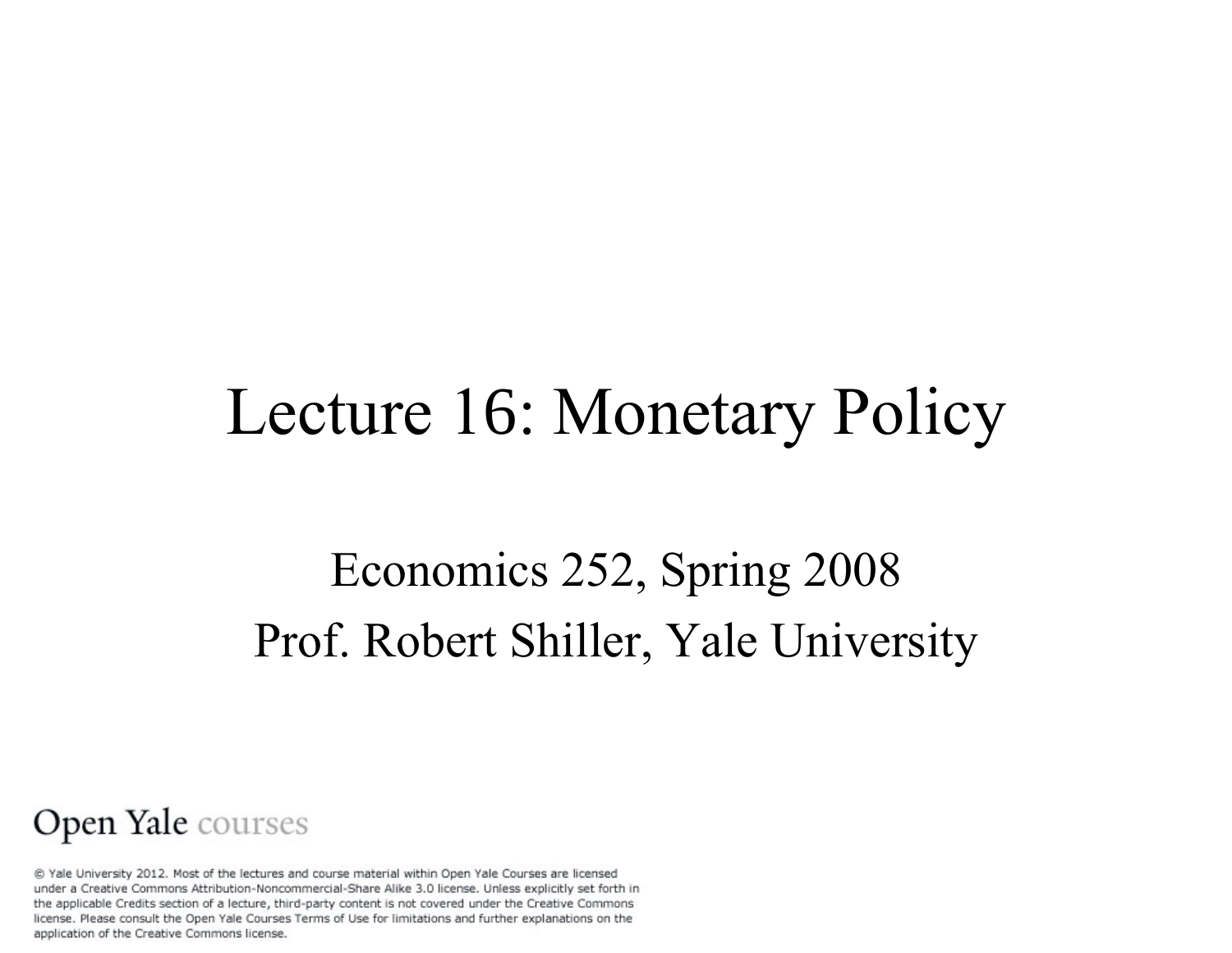# Lecture 16: Monetary Policy

Economics 252, Spring 2008

Prof. Robert Shiller, Yale University

Open Yale courses

© Yale University 2012. Most of the lectures and course material within Open Yale Courses are licensed under a Creative Commons Attribution-Noncommercial-Share Alike 3.0 license. Unless explicitly set forth in the applicable Credits section of a lecture, third-party content is not covered under the Creative Commons license. Please consult the Open Yale Courses Terms of Use for limitations and further explanations on the application of the Creative Commons license.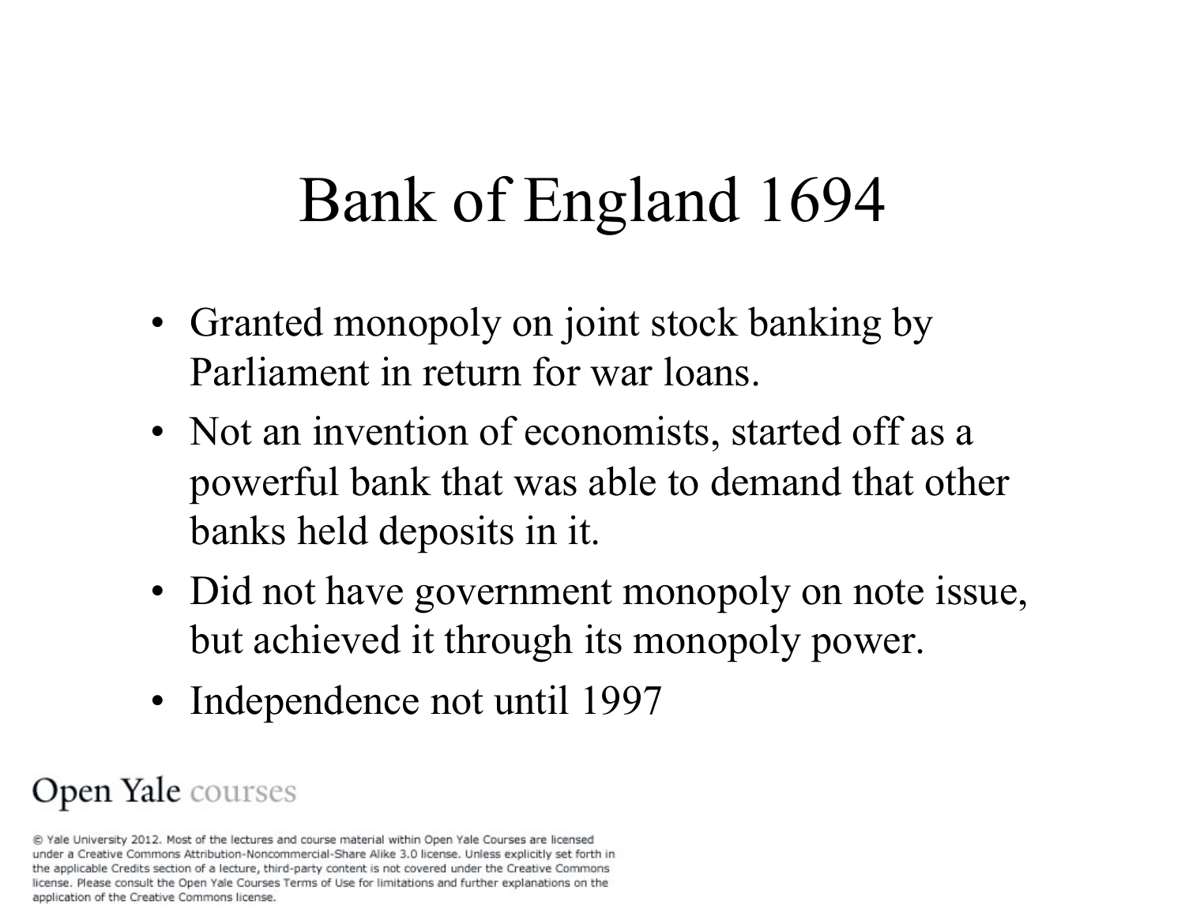# Bank of England 1694

- Granted monopoly on joint stock banking by Parliament in return for war loans.
- Not an invention of economists, started off as a powerful bank that was able to demand that other banks held deposits in it.
- Did not have government monopoly on note issue, but achieved it through its monopoly power.
- Independence not until 1997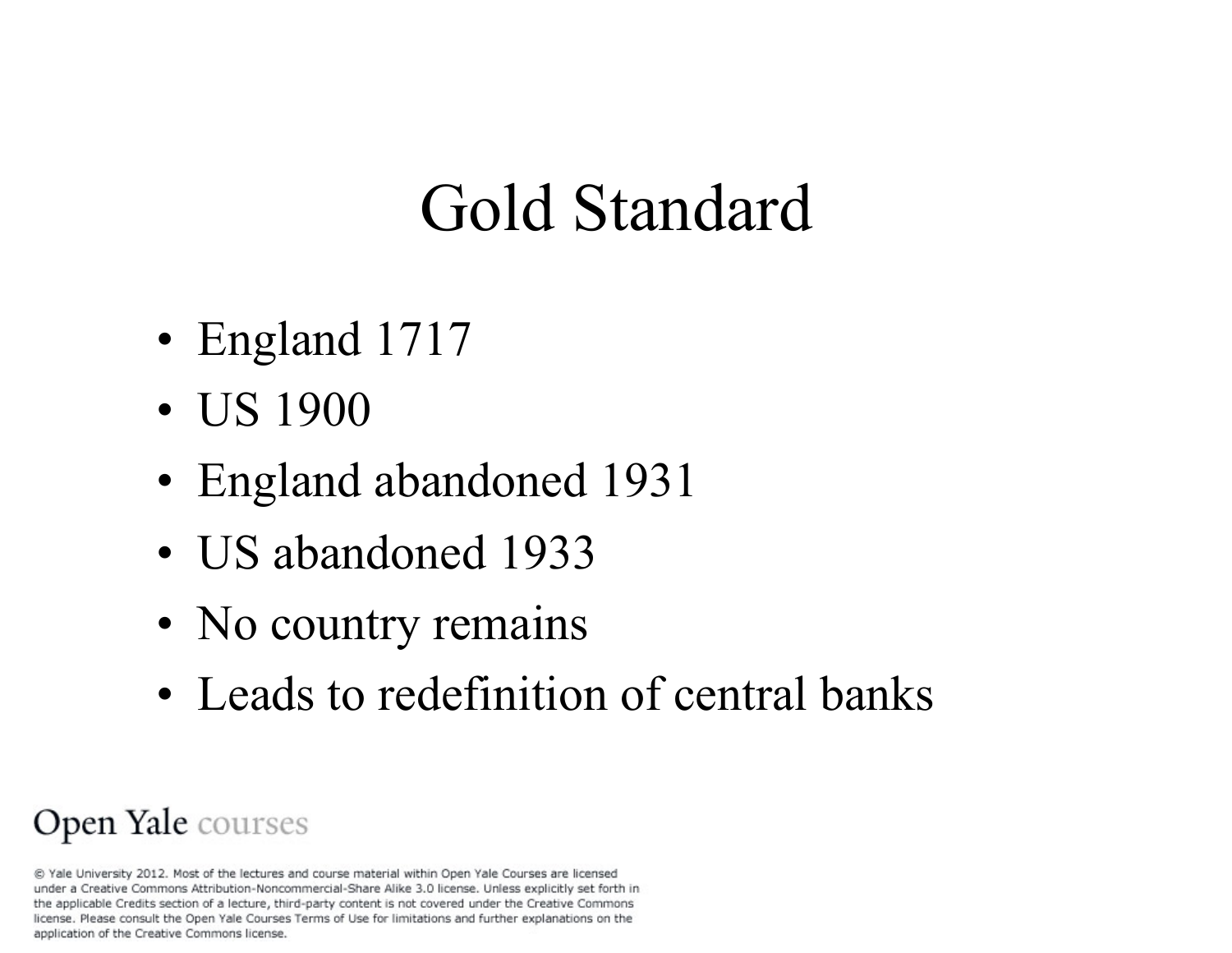# Gold Standard

- England 1717
- US 1900
- England abandoned 1931
- US abandoned 1933
- No country remains
- Leads to redefinition of central banks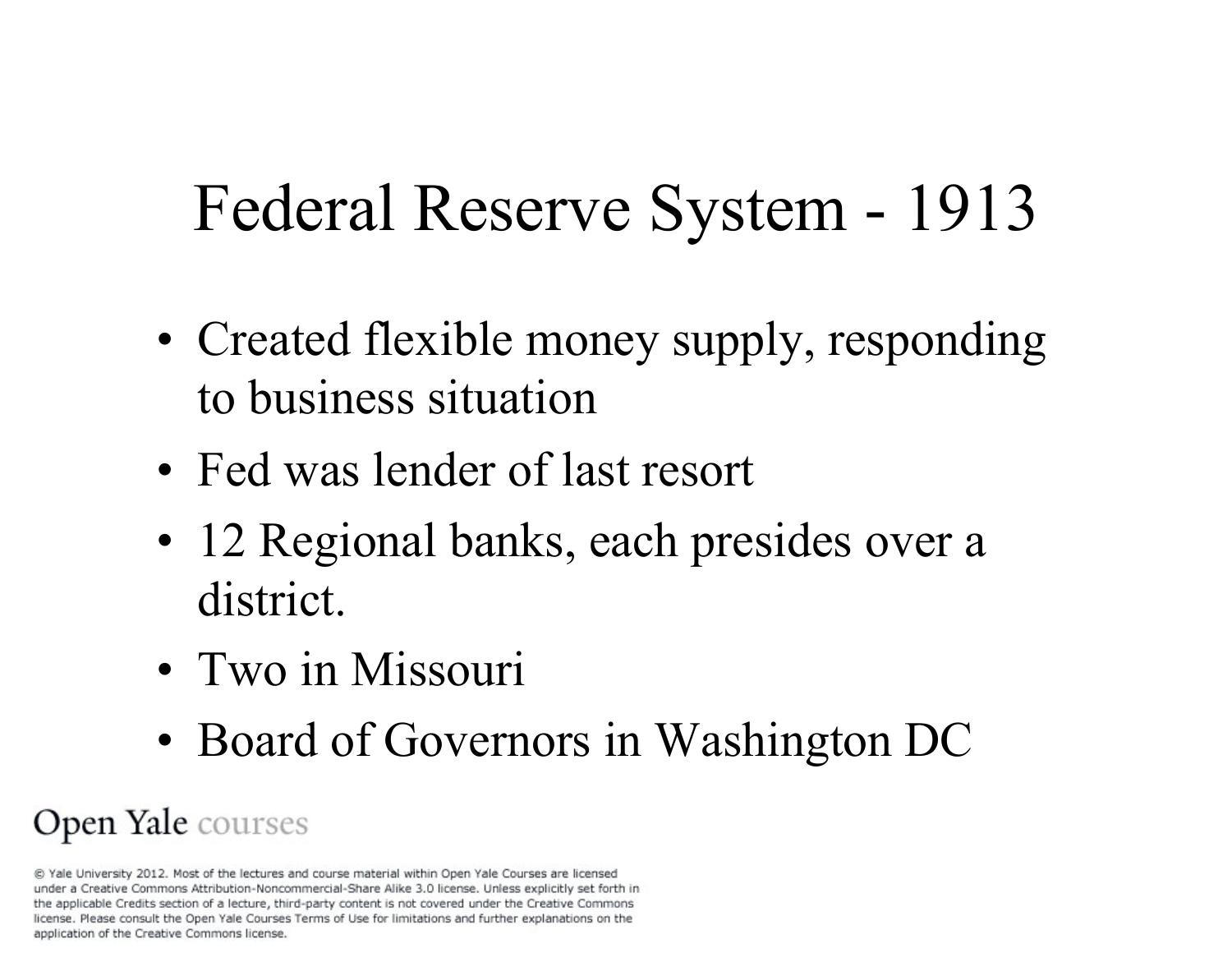# Federal Reserve System - 1913

- Created flexible money supply, responding to business situation
- Fed was lender of last resort
- 12 Regional banks, each presides over a district.
- Two in Missouri
- Board of Governors in Washington DC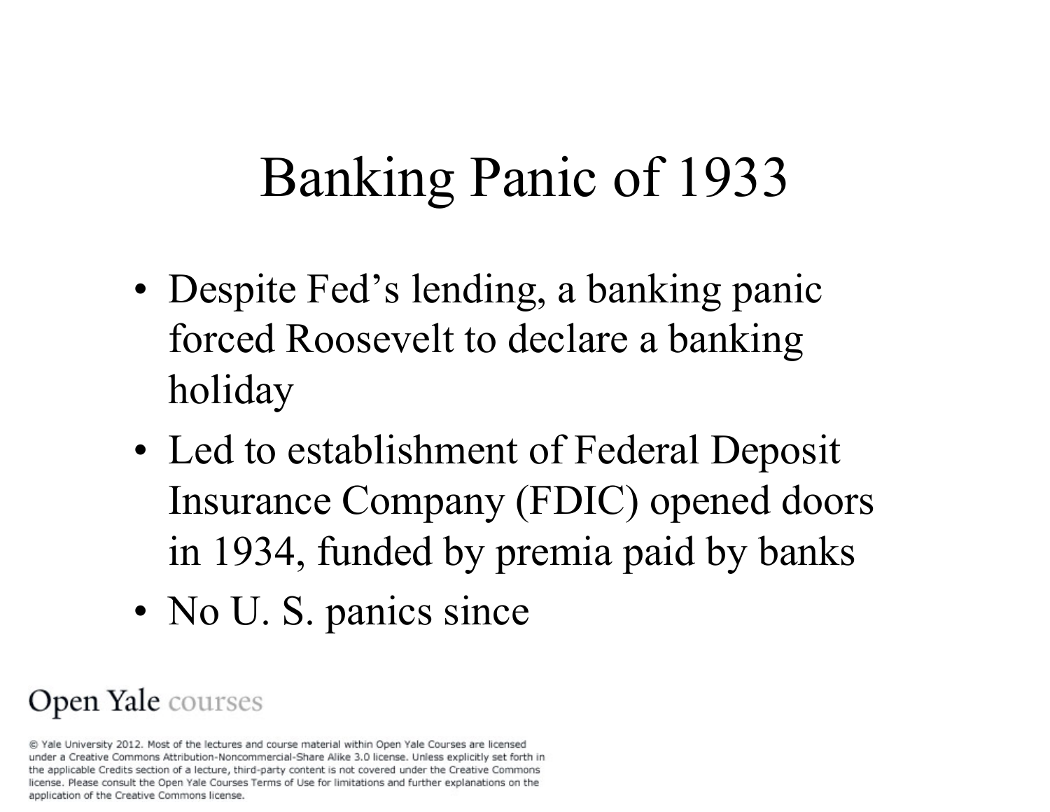# Banking Panic of 1933

- Despite Fed's lending, a banking panic forced Roosevelt to declare a banking holiday
- Led to establishment of Federal Deposit Insurance Company (FDIC) opened doors in 1934, funded by premia paid by banks
- No U. S. panics since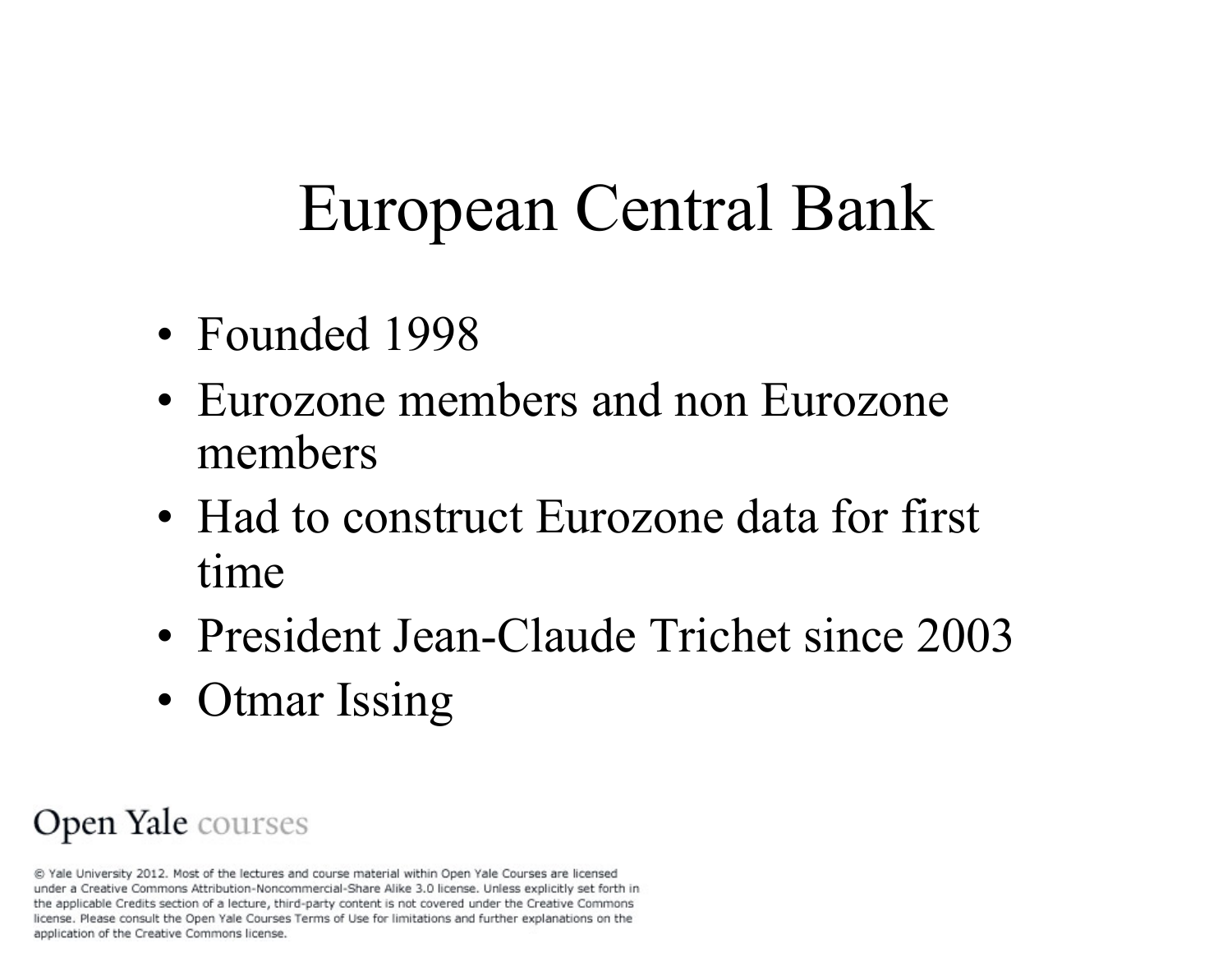# European Central Bank

- Founded 1998
- Eurozone members and non Eurozone members
- Had to construct Eurozone data for first time
- President Jean-Claude Trichet since 2003
- Otmar Issing

Open Yale courses

© Yale University 2012. Most of the lectures and course material within Open Yale Courses are licensed under a Creative Commons Attribution-Noncommercial-Share Alike 3.0 license. Unless explicitly set forth in the applicable Credits section of a lecture, third-party content is not covered under the Creative Commons license. Please consult the Open Yale Courses Terms of Use for limitations and further explanations on the application of the Creative Commons license.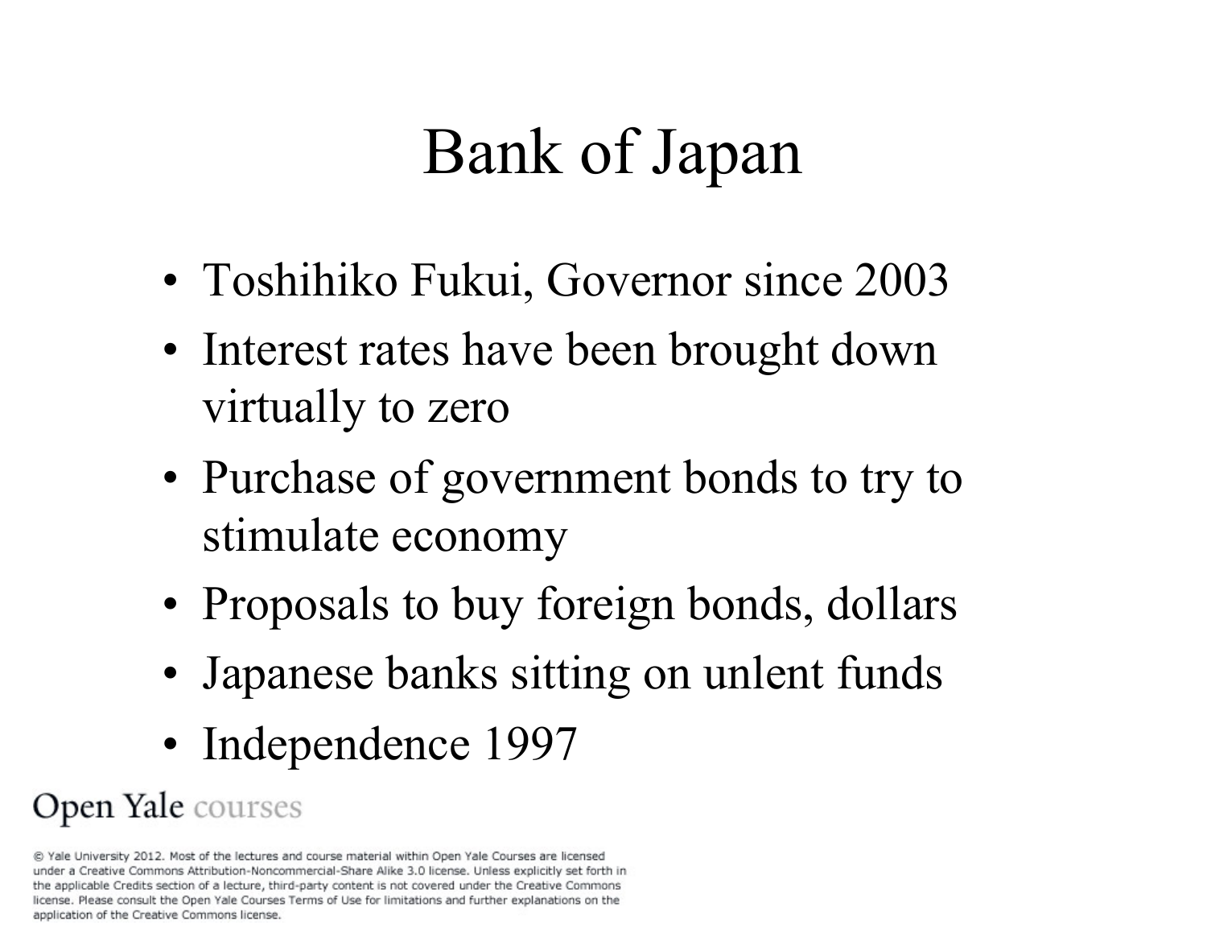# Bank of Japan

- Toshihiko Fukui, Governor since 2003
- Interest rates have been brought down virtually to zero
- Purchase of government bonds to try to stimulate economy
- Proposals to buy foreign bonds, dollars
- Japanese banks sitting on unlent funds
- Independence 1997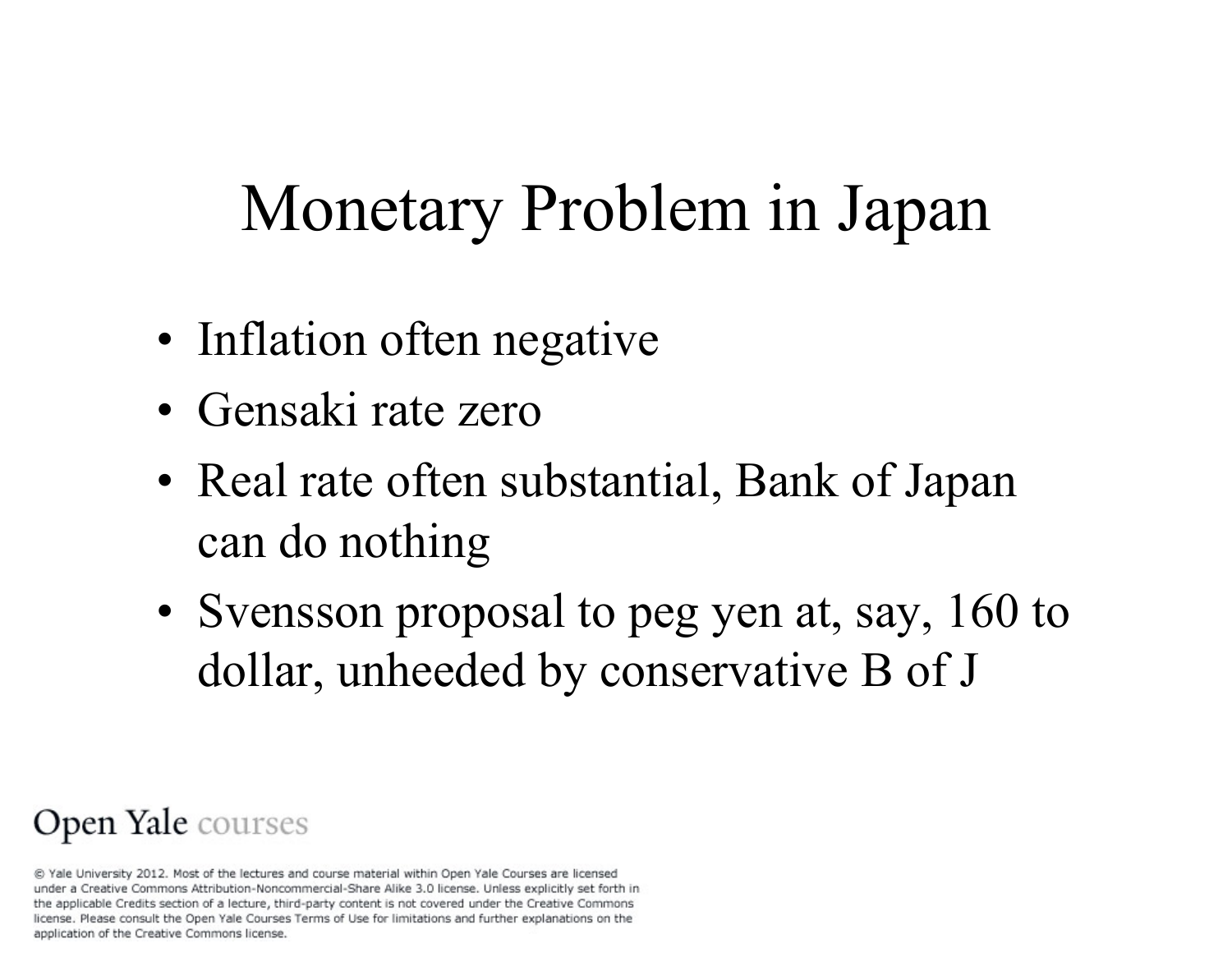# Monetary Problem in Japan

- Inflation often negative
- Gensaki rate zero
- Real rate often substantial, Bank of Japan can do nothing
- Svensson proposal to peg yen at, say, 160 to dollar, unheeded by conservative B of J

Open Yale courses

© Yale University 2012. Most of the lectures and course material within Open Yale Courses are licensed under a Creative Commons Attribution-Noncommercial-Share Alike 3.0 license. Unless explicitly set forth in the applicable Credits section of a lecture, third-party content is not covered under the Creative Commons license. Please consult the Open Yale Courses Terms of Use for limitations and further explanations on the application of the Creative Commons license.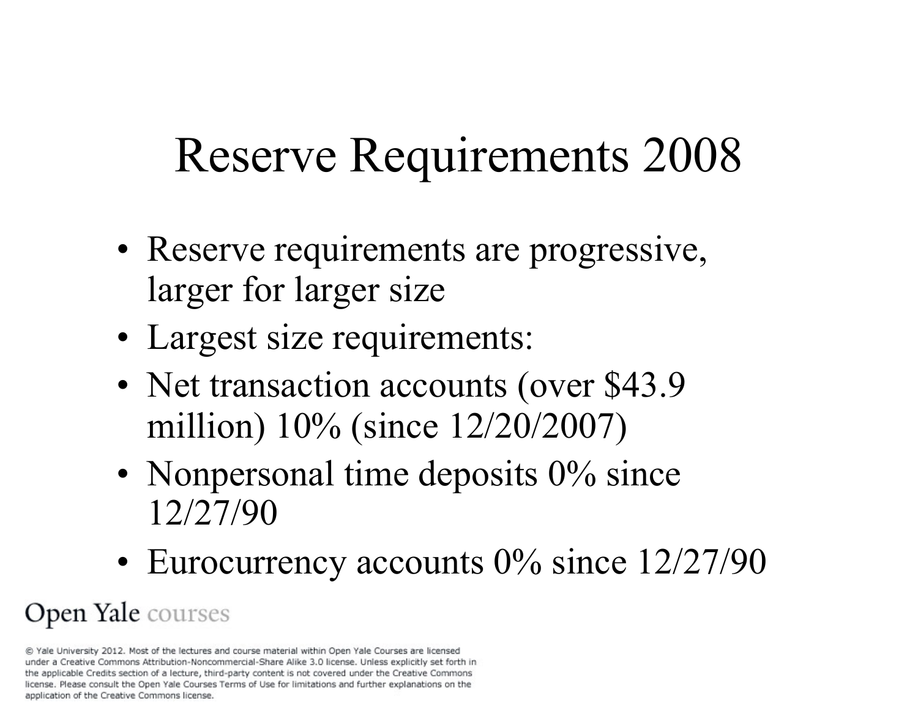# Reserve Requirements 2008

- Reserve requirements are progressive, larger for larger size
- Largest size requirements:
- Net transaction accounts (over $43.9 million) 10% (since 12/20/2007)
- Nonpersonal time deposits 0% since 12/27/90
- Eurocurrency accounts 0% since 12/27/90

Open Yale courses

© Yale University 2012. Most of the lectures and course material within Open Yale Courses are licensed under a Creative Commons Attribution-Noncommercial-Share Alike 3.0 license. Unless explicitly set forth in the applicable Credits section of a lecture, third-party content is not covered under the Creative Commons license. Please consult the Open Yale Courses Terms of Use for limitations and further explanations on the application of the Creative Commons license.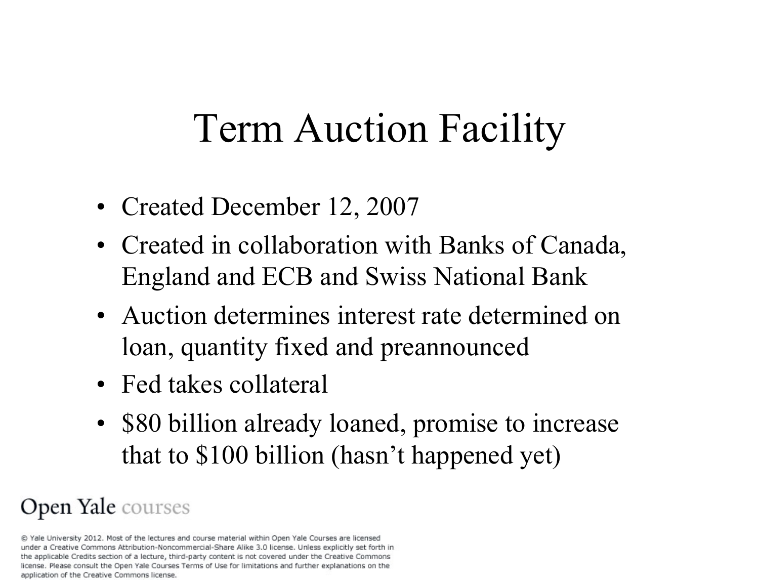# Term Auction Facility

- Created December 12, 2007
- Created in collaboration with Banks of Canada, England and ECB and Swiss National Bank
- Auction determines interest rate determined on loan, quantity fixed and preannounced
- Fed takes collateral
- $80 billion already loaned, promise to increase that to $100 billion (hasn't happened yet)

Open Yale courses

© Yale University 2012. Most of the lectures and course material within Open Yale Courses are licensed under a Creative Commons Attribution-Noncommercial-Share Alike 3.0 license. Unless explicitly set forth in the applicable Credits section of a lecture, third-party content is not covered under the Creative Commons license. Please consult the Open Yale Courses Terms of Use for limitations and further explanations on the application of the Creative Commons license.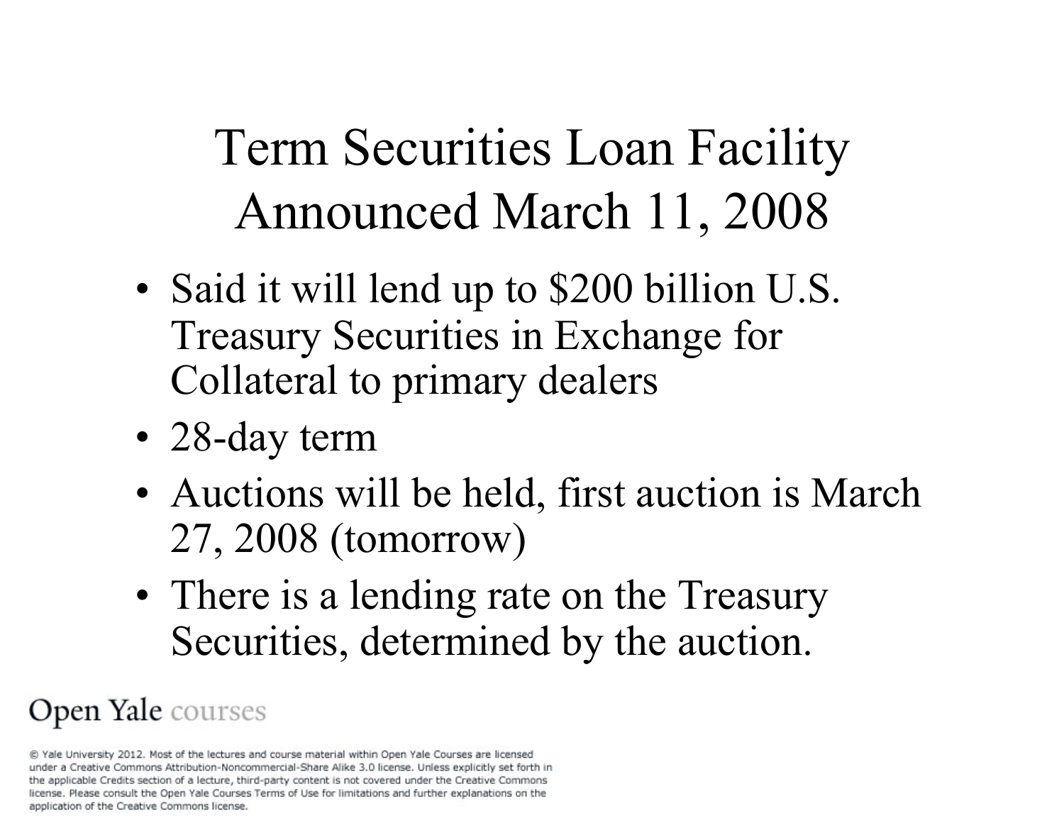# Term Securities Loan Facility Announced March 11, 2008

- Said it will lend up to $200 billion U.S. Treasury Securities in Exchange for Collateral to primary dealers
- 28-day term
- Auctions will be held, first auction is March 27, 2008 (tomorrow)
- There is a lending rate on the Treasury Securities, determined by the auction.

Open Yale courses

© Yale University 2012. Most of the lectures and course material within Open Yale Courses are licensed under a Creative Commons Attribution-Noncommercial-Share Alike 3.0 license. Unless explicitly set forth in the applicable Credits section of a lecture, third-party content is not covered under the Creative Commons license. Please consult the Open Yale Courses Terms of Use for limitations and further explanations on the application of the Creative Commons license.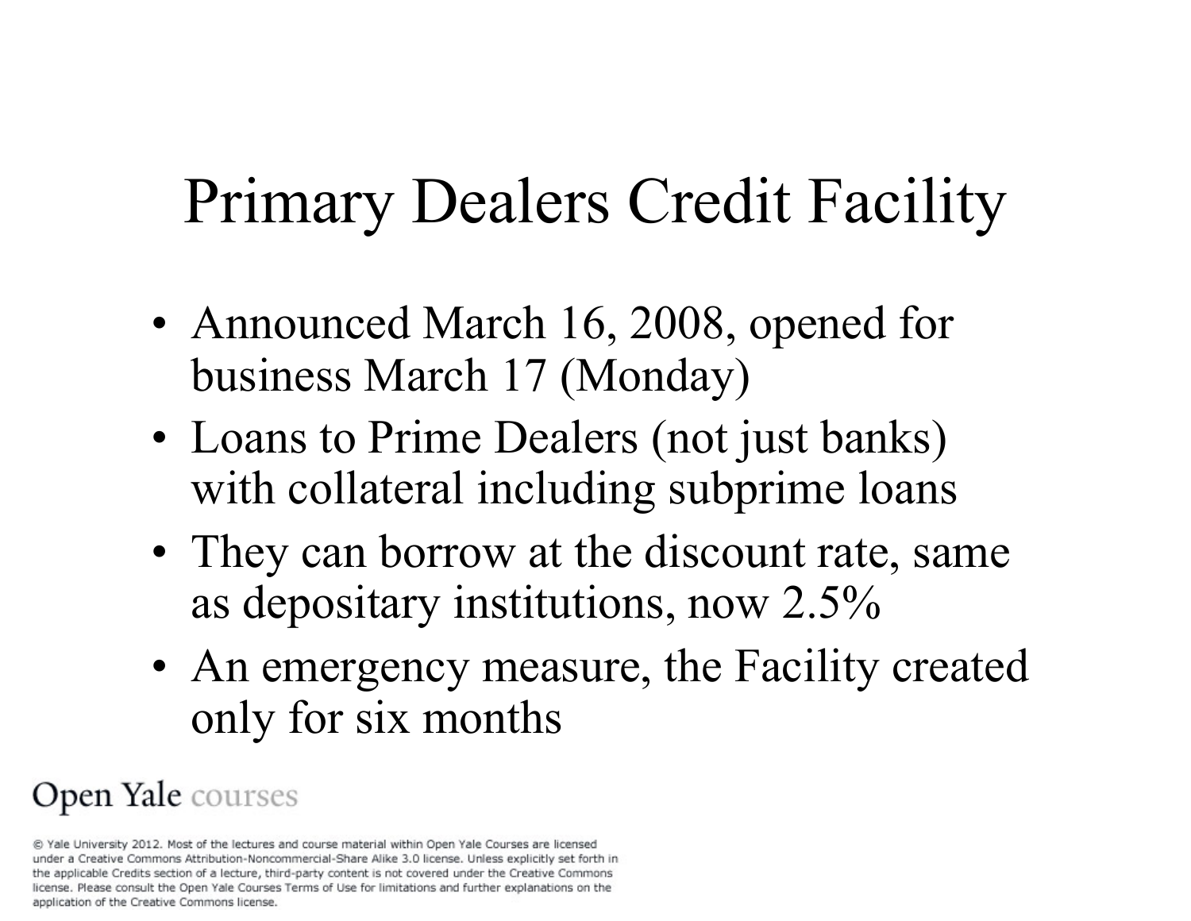# Primary Dealers Credit Facility

- Announced March 16, 2008, opened for business March 17 (Monday)
- Loans to Prime Dealers (not just banks) with collateral including subprime loans
- They can borrow at the discount rate, same as depositary institutions, now 2.5%
- An emergency measure, the Facility created only for six months

Open Yale courses

© Yale University 2012. Most of the lectures and course material within Open Yale Courses are licensed under a Creative Commons Attribution-Noncommercial-Share Alike 3.0 license. Unless explicitly set forth in the applicable Credits section of a lecture, third-party content is not covered under the Creative Commons license. Please consult the Open Yale Courses Terms of Use for limitations and further explanations on the application of the Creative Commons license.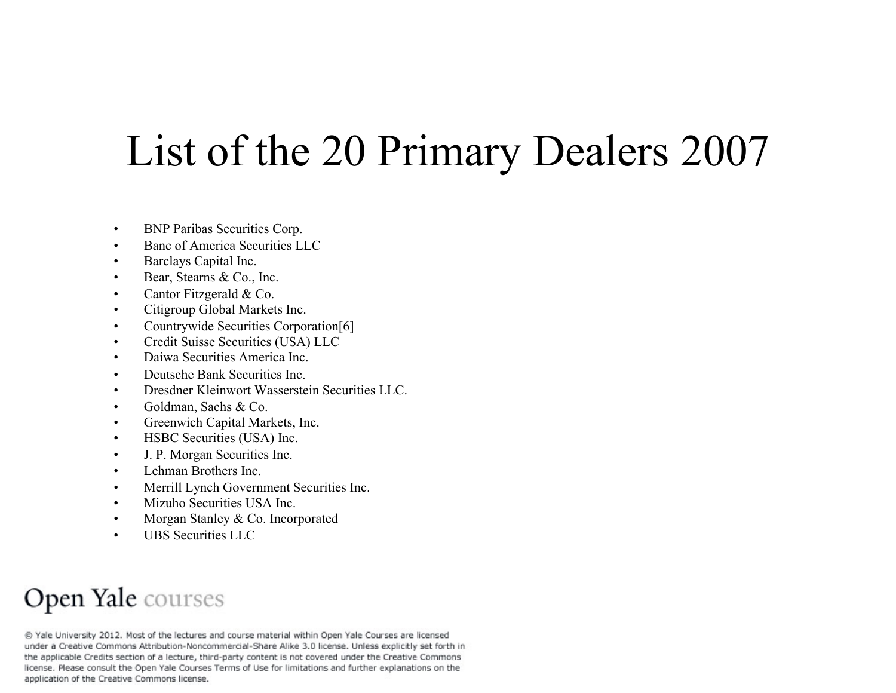# List of the 20 Primary Dealers 2007

- BNP Paribas Securities Corp.
- Banc of America Securities LLC
- Barclays Capital Inc.
- Bear, Stearns & Co., Inc.
- Cantor Fitzgerald & Co.
- Citigroup Global Markets Inc.
- Countrywide Securities Corporation[6]
- Credit Suisse Securities (USA) LLC
- Daiwa Securities America Inc.
- Deutsche Bank Securities Inc.
- Dresdner Kleinwort Wasserstein Securities LLC.
- Goldman, Sachs & Co.
- Greenwich Capital Markets, Inc.
- HSBC Securities (USA) Inc.
- J. P. Morgan Securities Inc.
- Lehman Brothers Inc.
- Merrill Lynch Government Securities Inc.
- Mizuho Securities USA Inc.
- Morgan Stanley & Co. Incorporated
- UBS Securities LLC

Open Yale courses

© Yale University 2012. Most of the lectures and course material within Open Yale Courses are licensed under a Creative Commons Attribution-Noncommercial-Share Alike 3.0 license. Unless explicitly set forth in the applicable Credits section of a lecture, third-party content is not covered under the Creative Commons license. Please consult the Open Yale Courses Terms of Use for limitations and further explanations on the application of the Creative Commons license.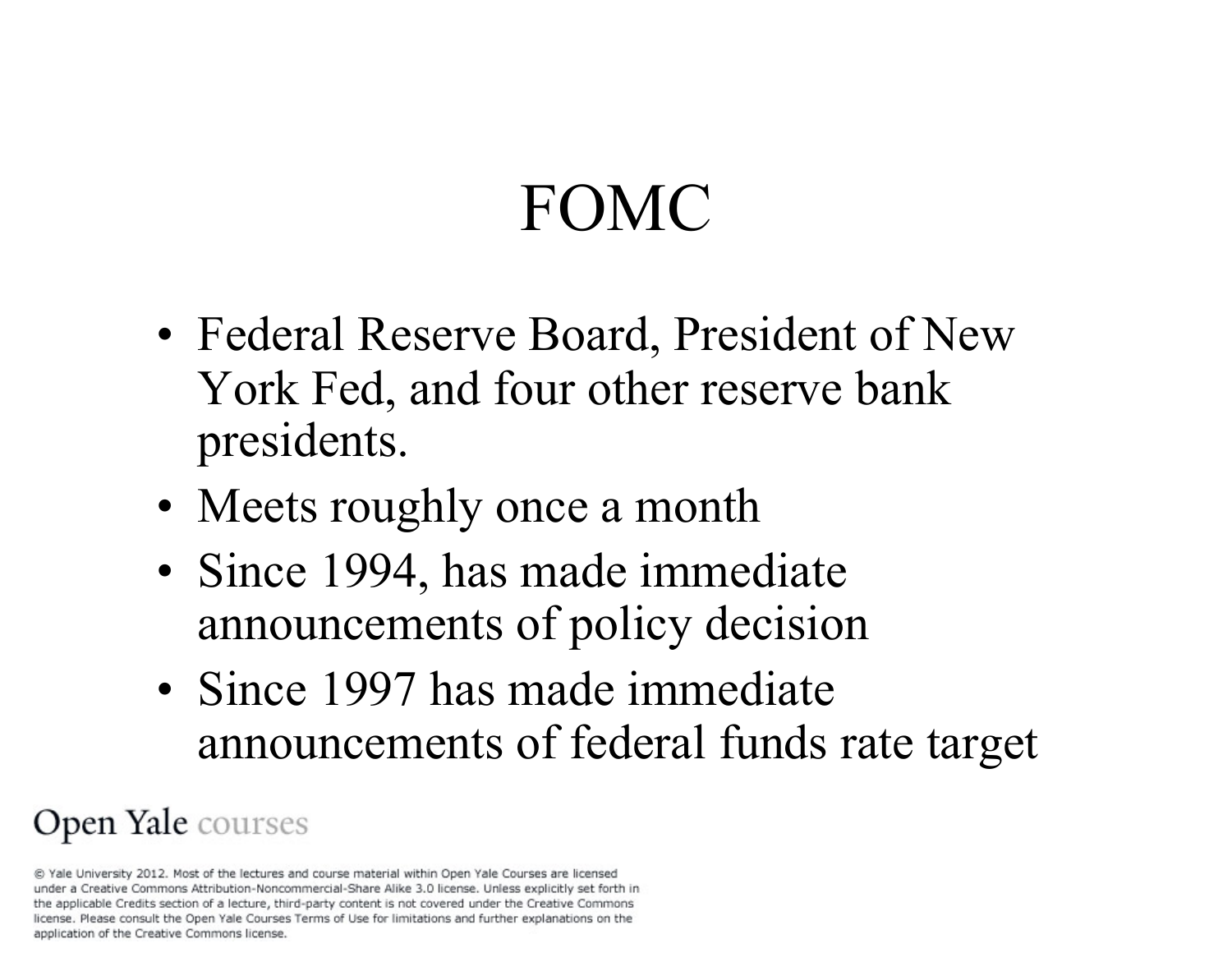# FOMC

- Federal Reserve Board, President of New York Fed, and four other reserve bank presidents.
- Meets roughly once a month
- Since 1994, has made immediate announcements of policy decision
- Since 1997 has made immediate announcements of federal funds rate target

Open Yale courses

© Yale University 2012. Most of the lectures and course material within Open Yale Courses are licensed under a Creative Commons Attribution-Noncommercial-Share Alike 3.0 license. Unless explicitly set forth in the applicable Credits section of a lecture, third-party content is not covered under the Creative Commons license. Please consult the Open Yale Courses Terms of Use for limitations and further explanations on the application of the Creative Commons license.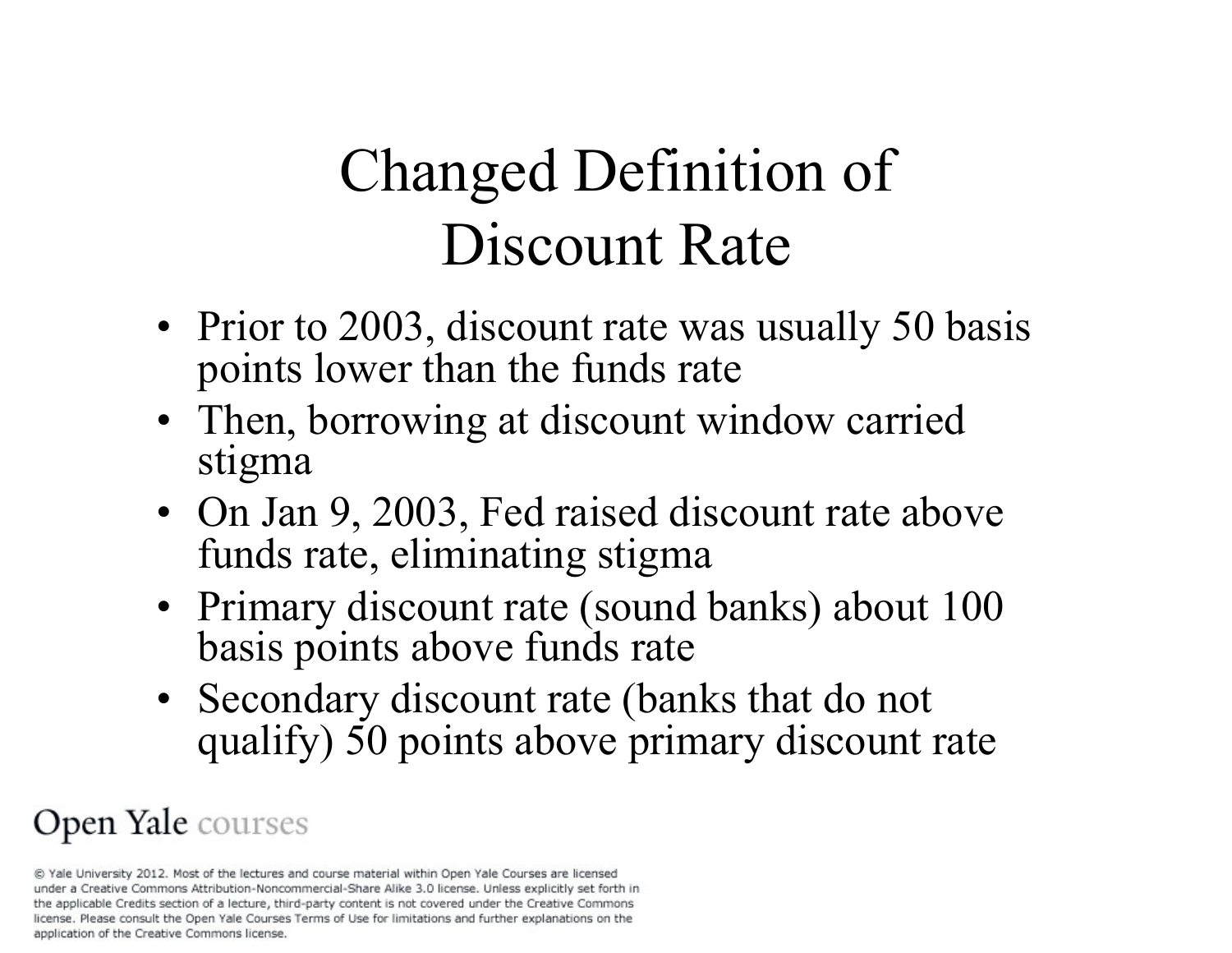# Changed Definition of Discount Rate

- Prior to 2003, discount rate was usually 50 basis points lower than the funds rate
- Then, borrowing at discount window carried stigma
- On Jan 9, 2003, Fed raised discount rate above funds rate, eliminating stigma
- Primary discount rate (sound banks) about 100 basis points above funds rate
- Secondary discount rate (banks that do not qualify) 50 points above primary discount rate

Open Yale courses

© Yale University 2012. Most of the lectures and course material within Open Yale Courses are licensed under a Creative Commons Attribution-Noncommercial-Share Alike 3.0 license. Unless explicitly set forth in the applicable Credits section of a lecture, third-party content is not covered under the Creative Commons license. Please consult the Open Yale Courses Terms of Use for limitations and further explanations on the application of the Creative Commons license.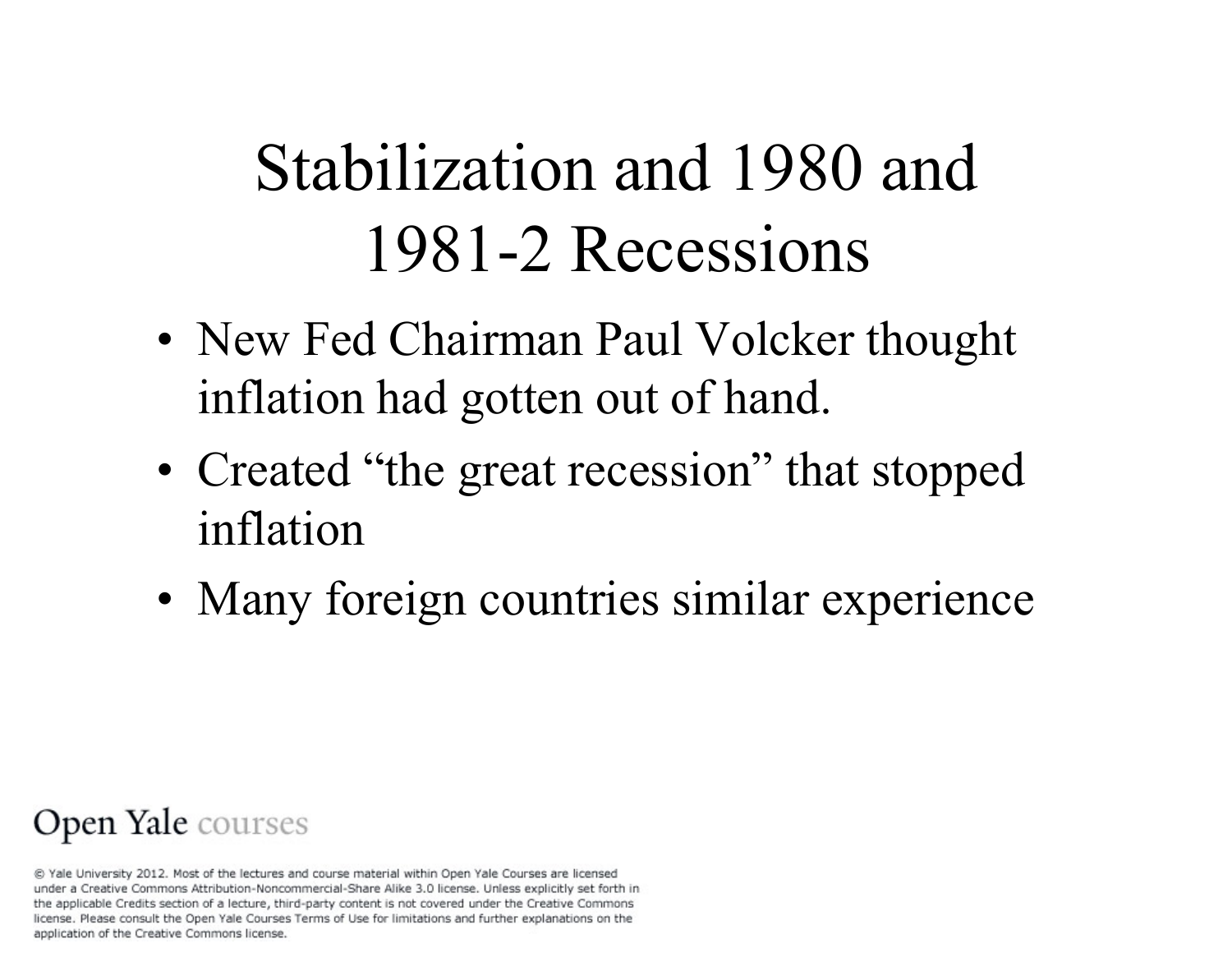# Stabilization and 1980 and 1981-2 Recessions

- New Fed Chairman Paul Volcker thought inflation had gotten out of hand.
- Created “the great recession” that stopped inflation
- Many foreign countries similar experience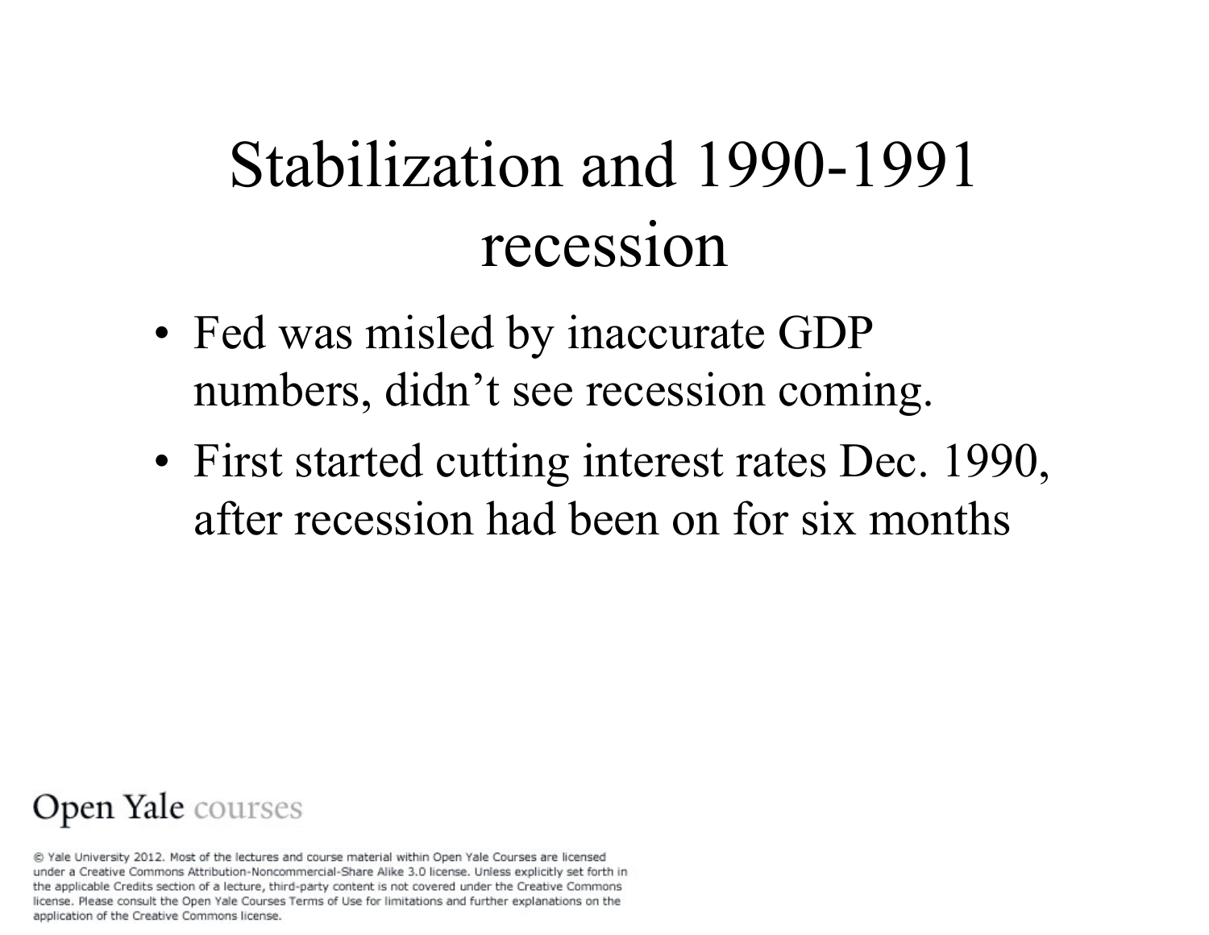# Stabilization and 1990-1991 recession

- Fed was misled by inaccurate GDP numbers, didn't see recession coming.
- First started cutting interest rates Dec. 1990, after recession had been on for six months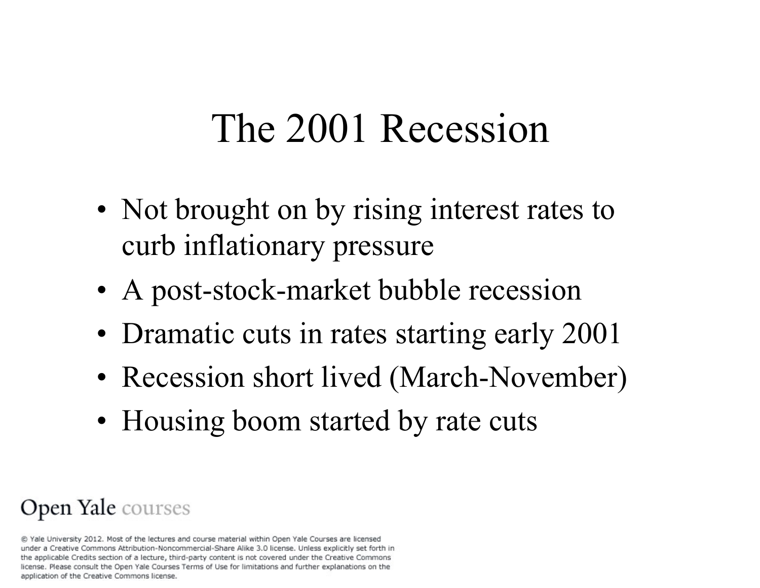# The 2001 Recession

- Not brought on by rising interest rates to curb inflationary pressure
- A post-stock-market bubble recession
- Dramatic cuts in rates starting early 2001
- Recession short lived (March-November)
- Housing boom started by rate cuts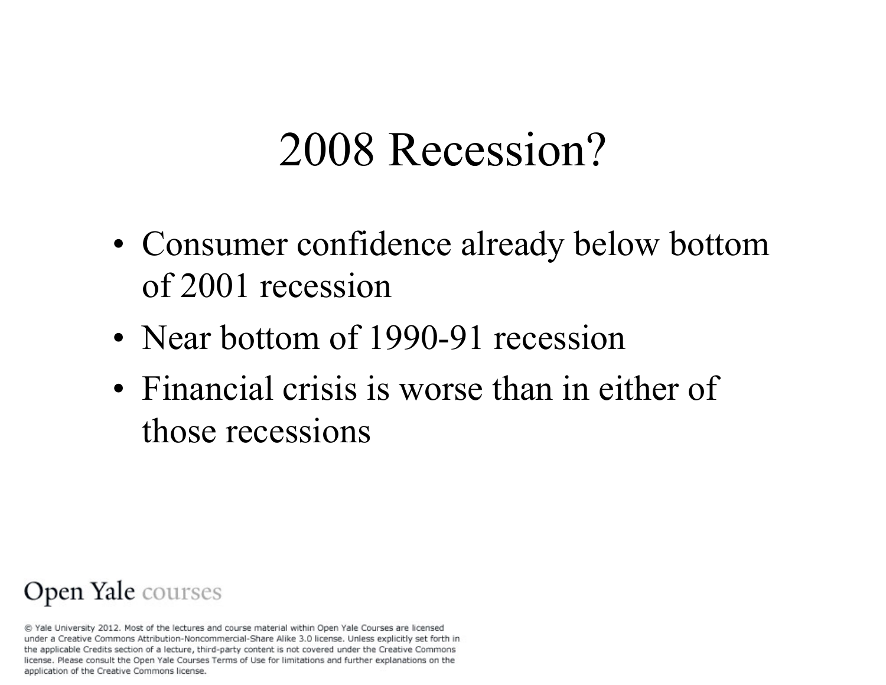# 2008 Recession?

- Consumer confidence already below bottom of 2001 recession
- Near bottom of 1990-91 recession
- Financial crisis is worse than in either of those recessions